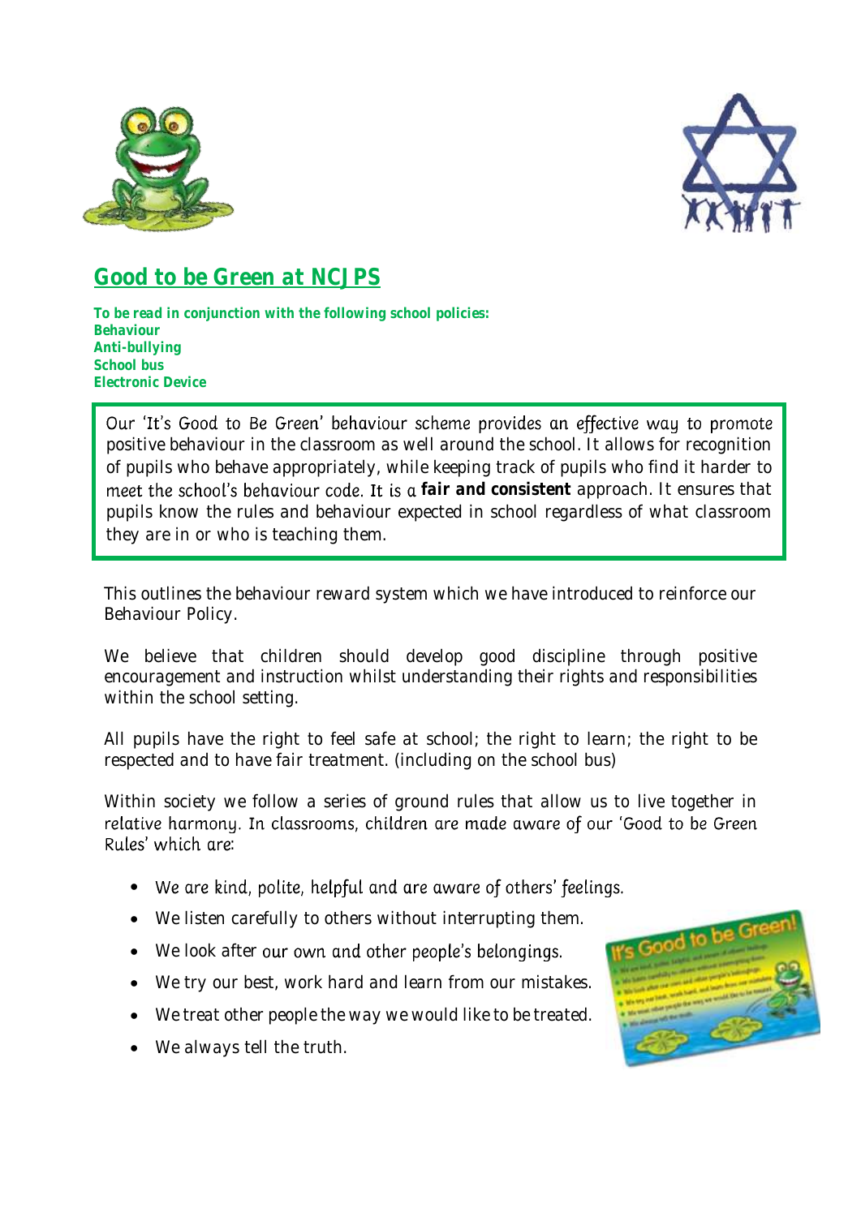# Good to be Green at NCJPS

**To be read in conjunction with the following school policies:**
**Behaviour**
**Anti-bullying**
**School bus**
**Electronic Device**

Our 'It's Good to Be Green' behaviour scheme provides an effective way to promote positive behaviour in the classroom as well around the school. It allows for recognition of pupils who behave appropriately, while keeping track of pupils who find it harder to meet the school's behaviour code. It is a **fair and consistent** approach. It ensures that pupils know the rules and behaviour expected in school regardless of what classroom they are in or who is teaching them.

This outlines the behaviour reward system which we have introduced to reinforce our Behaviour Policy.

We believe that children should develop good discipline through positive encouragement and instruction whilst understanding their rights and responsibilities within the school setting.

All pupils have the right to feel safe at school; the right to learn; the right to be respected and to have fair treatment. (including on the school bus)

Within society we follow a series of ground rules that allow us to live together in relative harmony. In classrooms, children are made aware of our 'Good to be Green Rules' which are:

- We are kind, polite, helpful and are aware of others' feelings.
- We listen carefully to others without interrupting them.
- We look after our own and other people's belongings.
- We try our best, work hard and learn from our mistakes.
- We treat other people the way we would like to be treated.
- We always tell the truth.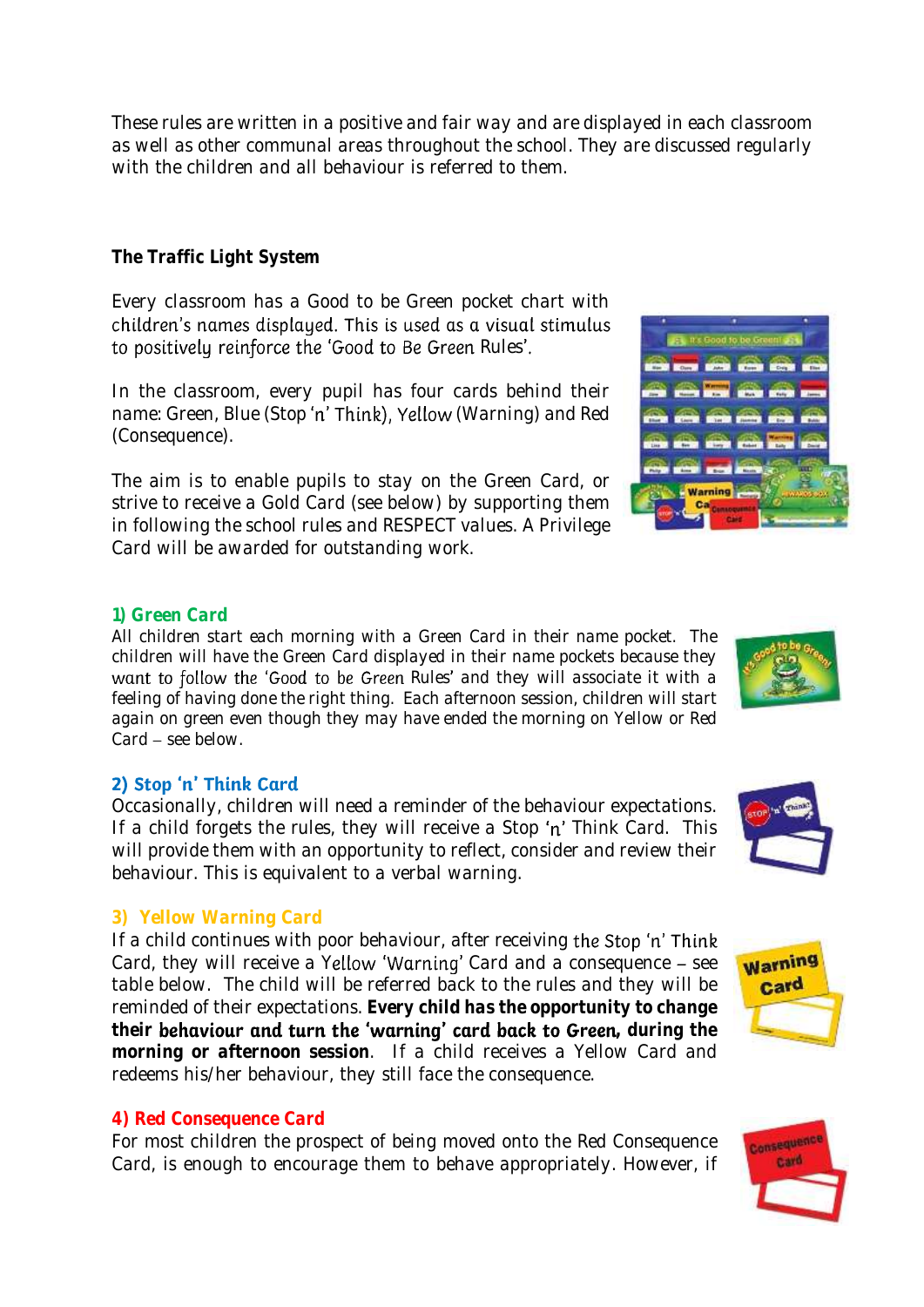These rules are written in a positive and fair way and are displayed in each classroom as well as other communal areas throughout the school. They are discussed regularly with the children and all behaviour is referred to them.

**The Traffic Light System**

Every classroom has a Good to be Green pocket chart with children's names displayed. This is used as a visual stimulus to positively reinforce the 'Good to Be Green Rules'.

In the classroom, every pupil has four cards behind their name: Green, Blue (Stop 'n' Think), Yellow (Warning) and Red (Consequence).

The aim is to enable pupils to stay on the Green Card, or strive to receive a Gold Card (see below) by supporting them in following the school rules and RESPECT values. A Privilege Card will be awarded for outstanding work.

### 1) Green Card

All children start each morning with a Green Card in their name pocket. The children will have the Green Card displayed in their name pockets because they want to follow the 'Good to be Green Rules' and they will associate it with a feeling of having done the right thing. Each afternoon session, children will start again on green even though they may have ended the morning on Yellow or Red Card – see below.

### 2) Stop 'n' Think Card

Occasionally, children will need a reminder of the behaviour expectations. If a child forgets the rules, they will receive a Stop 'n' Think Card. This will provide them with an opportunity to reflect, consider and review their behaviour. This is equivalent to a verbal warning.

### 3) Yellow Warning Card

If a child continues with poor behaviour, after receiving the Stop 'n' Think Card, they will receive a Yellow 'Warning' Card and a consequence – see table below. The child will be referred back to the rules and they will be reminded of their expectations. **Every child has the opportunity to change their behaviour and turn the 'warning' card back to Green, during the morning or afternoon session**. If a child receives a Yellow Card and redeems his/her behaviour, they still face the consequence.

### 4) Red Consequence Card

For most children the prospect of being moved onto the Red Consequence Card, is enough to encourage them to behave appropriately. However, if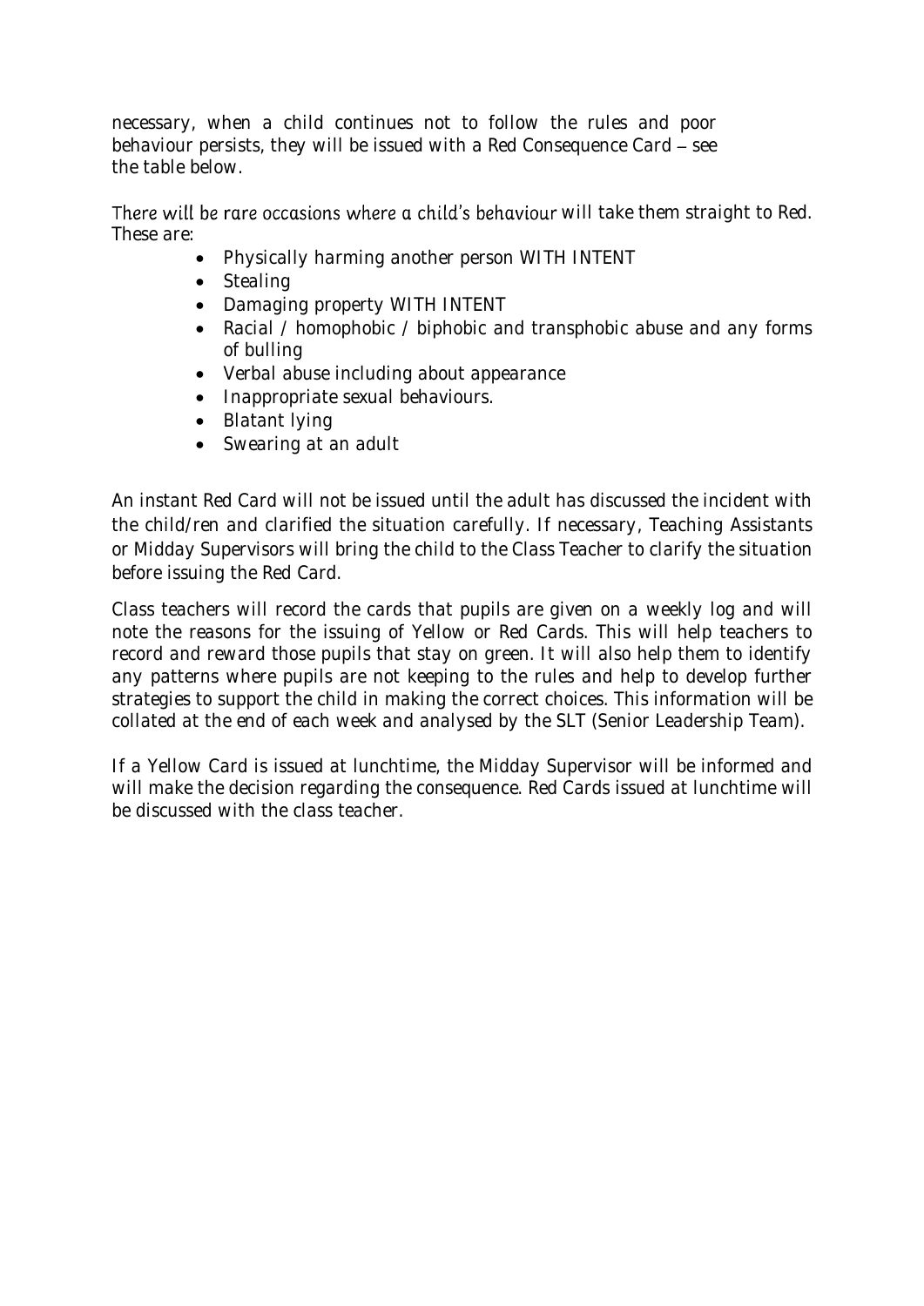necessary, when a child continues not to follow the rules and poor behaviour persists, they will be issued with a Red Consequence Card – see the table below.

There will be rare occasions where a child's behaviour will take them straight to Red. These are:

- Physically harming another person WITH INTENT
- Stealing
- Damaging property WITH INTENT
- Racial / homophobic / biphobic and transphobic abuse and any forms of bulling
- Verbal abuse including about appearance
- Inappropriate sexual behaviours.
- Blatant lying
- Swearing at an adult

An instant Red Card will not be issued until the adult has discussed the incident with the child/ren and clarified the situation carefully. If necessary, Teaching Assistants or Midday Supervisors will bring the child to the Class Teacher to clarify the situation before issuing the Red Card.

Class teachers will record the cards that pupils are given on a weekly log and will note the reasons for the issuing of Yellow or Red Cards. This will help teachers to record and reward those pupils that stay on green. It will also help them to identify any patterns where pupils are not keeping to the rules and help to develop further strategies to support the child in making the correct choices. This information will be collated at the end of each week and analysed by the SLT (Senior Leadership Team).

If a Yellow Card is issued at lunchtime, the Midday Supervisor will be informed and will make the decision regarding the consequence. Red Cards issued at lunchtime will be discussed with the class teacher.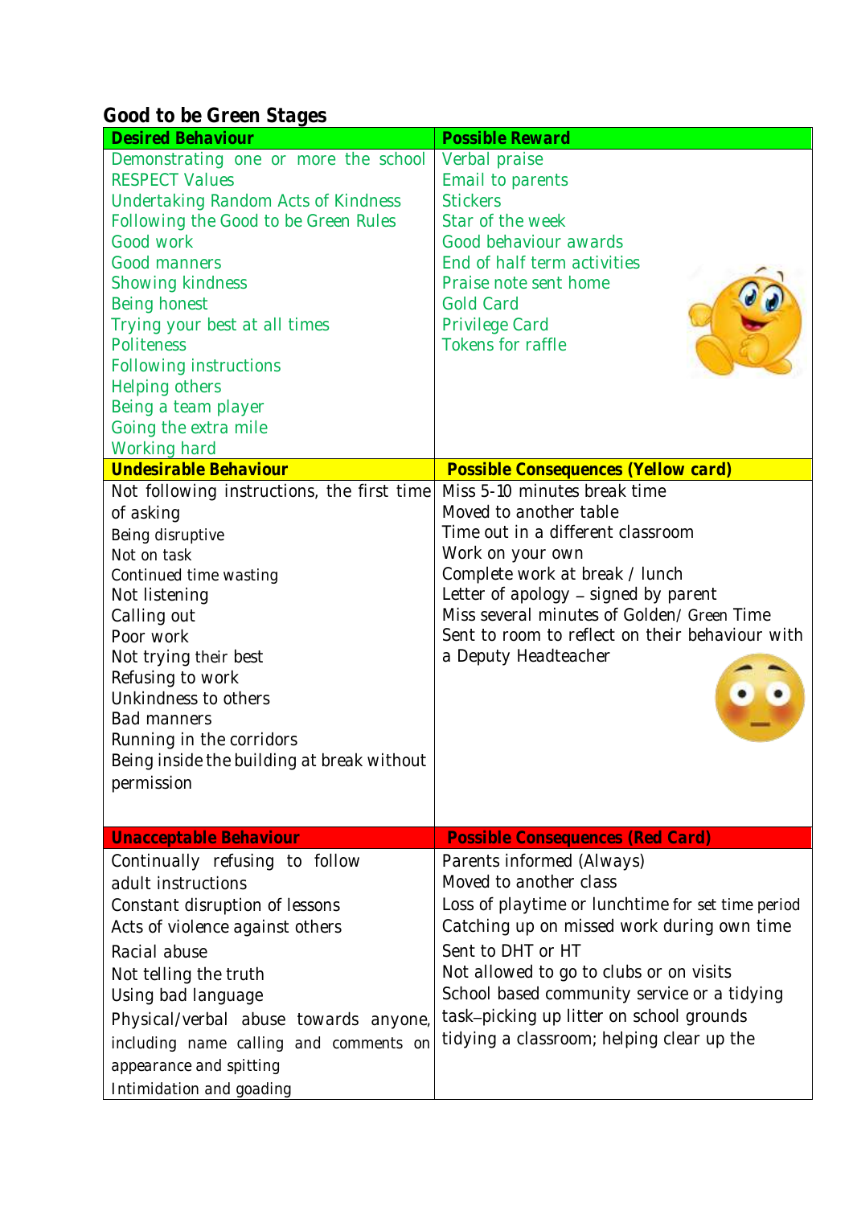## Good to be Green Stages

| Desired Behaviour | Possible Reward |
|---|---|
| Demonstrating one or more the school RESPECT Values<br>Undertaking Random Acts of Kindness<br>Following the Good to be Green Rules<br>Good work<br>Good manners<br>Showing kindness<br>Being honest<br>Trying your best at all times<br>Politeness<br>Following instructions<br>Helping others<br>Being a team player<br>Going the extra mile<br>Working hard | Verbal praise<br>Email to parents<br>Stickers<br>Star of the week<br>Good behaviour awards<br>End of half term activities<br>Praise note sent home<br>Gold Card<br>Privilege Card<br>Tokens for raffle |
| **Undesirable Behaviour** | **Possible Consequences (Yellow card)** |
| Not following instructions, the first time of asking<br>Being disruptive<br>Not on task<br>Continued time wasting<br>Not listening<br>Calling out<br>Poor work<br>Not trying their best<br>Refusing to work<br>Unkindness to others<br>Bad manners<br>Running in the corridors<br>Being inside the building at break without permission | Miss 5-10 minutes break time<br>Moved to another table<br>Time out in a different classroom<br>Work on your own<br>Complete work at break / lunch<br>Letter of apology – signed by parent<br>Miss several minutes of Golden/ Green Time<br>Sent to room to reflect on their behaviour with a Deputy Headteacher |
| **Unacceptable Behaviour** | **Possible Consequences (Red Card)** |
| Continually refusing to follow adult instructions<br>Constant disruption of lessons<br>Acts of violence against others<br>Racial abuse<br>Not telling the truth<br>Using bad language<br>Physical/verbal abuse towards anyone, including name calling and comments on appearance and spitting<br>Intimidation and goading | Parents informed (Always)<br>Moved to another class<br>Loss of playtime or lunchtime for set time period<br>Catching up on missed work during own time<br>Sent to DHT or HT<br>Not allowed to go to clubs or on visits<br>School based community service or a tidying task–picking up litter on school grounds tidying a classroom; helping clear up the |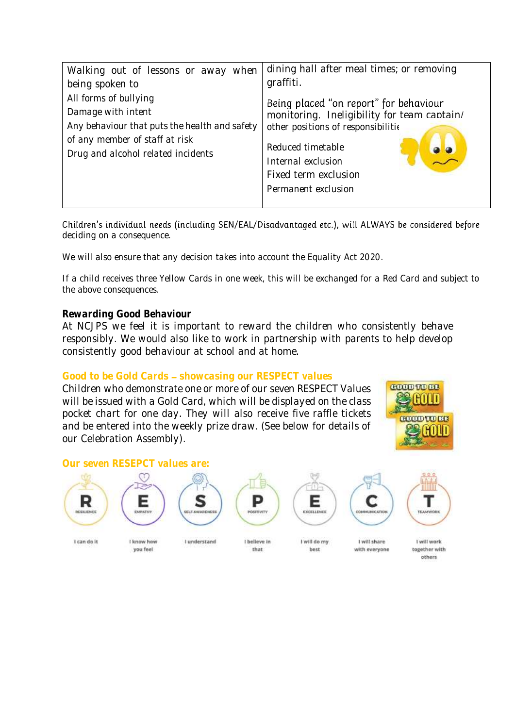| Walking out of lessons or away when being spoken to<br>All forms of bullying<br>Damage with intent<br>Any behaviour that puts the health and safety of any member of staff at risk<br>Drug and alcohol related incidents | dining hall after meal times; or removing graffiti.<br><br>Being placed "on report" for behaviour monitoring. Ineligibility for team captain/ other positions of responsibilitie<br><br>Reduced timetable<br>Internal exclusion<br>Fixed term exclusion<br>Permanent exclusion |
|---|---|

Children's individual needs (including SEN/EAL/Disadvantaged etc.), will ALWAYS be considered before deciding on a consequence.

We will also ensure that any decision takes into account the Equality Act 2020.

If a child receives three Yellow Cards in one week, this will be exchanged for a Red Card and subject to the above consequences.

**Rewarding Good Behaviour**

At NCJPS we feel it is important to reward the children who consistently behave responsibly. We would also like to work in partnership with parents to help develop consistently good behaviour at school and at home.

**Good to be Gold Cards – showcasing our RESPECT values**

Children who demonstrate one or more of our seven RESPECT Values will be issued with a Gold Card, which will be displayed on the class pocket chart for one day. They will also receive five raffle tickets and be entered into the weekly prize draw. (See below for details of our Celebration Assembly).

**Our seven RESEPCT values are:**

- **R** – Resilience – I can do it
- **E** – Empathy – I know how you feel
- **S** – Self Awareness – I understand
- **P** – Positivity – I believe in that
- **E** – Excellence – I will do my best
- **C** – Communication – I will share with everyone
- **T** – Teamwork – I will work together with others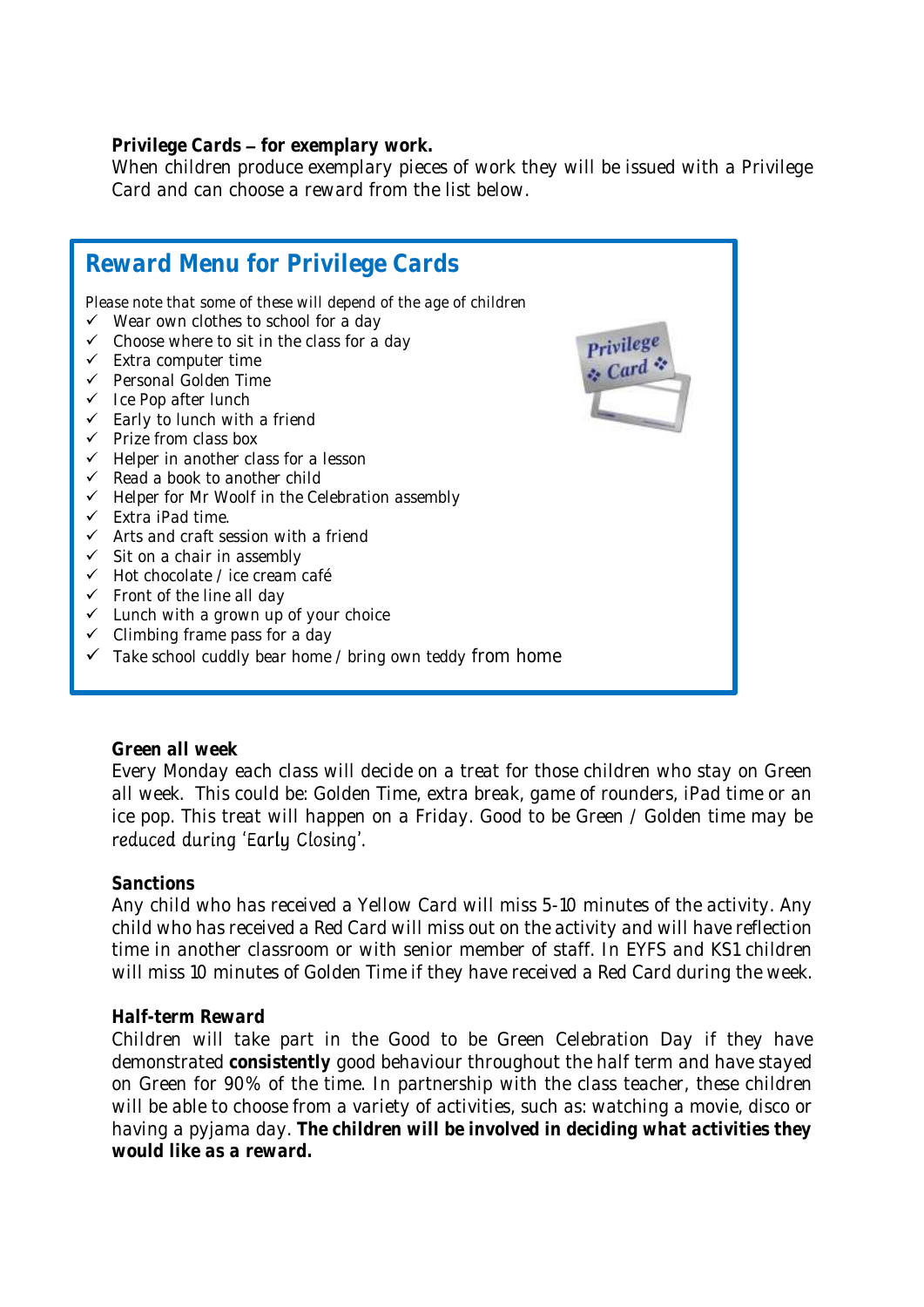**Privilege Cards – for exemplary work.**
When children produce exemplary pieces of work they will be issued with a Privilege Card and can choose a reward from the list below.

## Reward Menu for Privilege Cards

Please note that some of these will depend of the age of children

- ✓ Wear own clothes to school for a day
- ✓ Choose where to sit in the class for a day
- ✓ Extra computer time
- ✓ Personal Golden Time
- ✓ Ice Pop after lunch
- ✓ Early to lunch with a friend
- ✓ Prize from class box
- ✓ Helper in another class for a lesson
- ✓ Read a book to another child
- ✓ Helper for Mr Woolf in the Celebration assembly
- ✓ Extra iPad time.
- ✓ Arts and craft session with a friend
- ✓ Sit on a chair in assembly
- ✓ Hot chocolate / ice cream café
- ✓ Front of the line all day
- ✓ Lunch with a grown up of your choice
- ✓ Climbing frame pass for a day
- ✓ Take school cuddly bear home / bring own teddy from home

**Green all week**
Every Monday each class will decide on a treat for those children who stay on Green all week. This could be: Golden Time, extra break, game of rounders, iPad time or an ice pop. This treat will happen on a Friday. Good to be Green / Golden time may be reduced during 'Early Closing'.

**Sanctions**
Any child who has received a Yellow Card will miss 5-10 minutes of the activity. Any child who has received a Red Card will miss out on the activity and will have reflection time in another classroom or with senior member of staff. In EYFS and KS1 children will miss 10 minutes of Golden Time if they have received a Red Card during the week.

**Half-term Reward**
Children will take part in the Good to be Green Celebration Day if they have demonstrated **consistently** good behaviour throughout the half term and have stayed on Green for 90% of the time. In partnership with the class teacher, these children will be able to choose from a variety of activities, such as: watching a movie, disco or having a pyjama day. **The children will be involved in deciding what activities they would like as a reward.**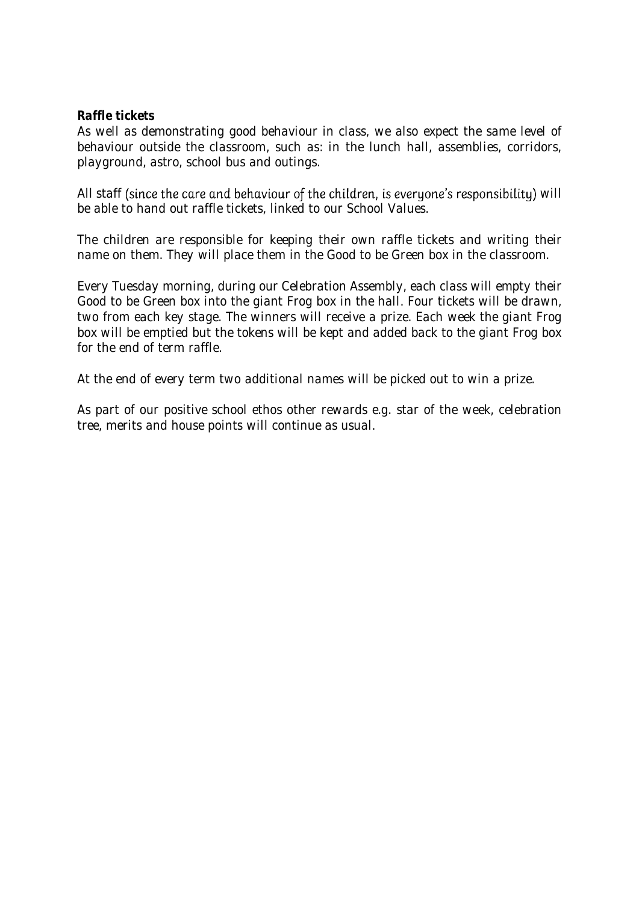**Raffle tickets**

As well as demonstrating good behaviour in class, we also expect the same level of behaviour outside the classroom, such as: in the lunch hall, assemblies, corridors, playground, astro, school bus and outings.

All staff (*since the care and behaviour of the children, is everyone's responsibility*) will be able to hand out raffle tickets, linked to our School Values.

The children are responsible for keeping their own raffle tickets and writing their name on them. They will place them in the Good to be Green box in the classroom.

Every Tuesday morning, during our Celebration Assembly, each class will empty their Good to be Green box into the giant Frog box in the hall. Four tickets will be drawn, two from each key stage. The winners will receive a prize. Each week the giant Frog box will be emptied but the tokens will be kept and added back to the giant Frog box for the end of term raffle.

At the end of every term two additional names will be picked out to win a prize.

As part of our positive school ethos other rewards e.g. star of the week, celebration tree, merits and house points will continue as usual.